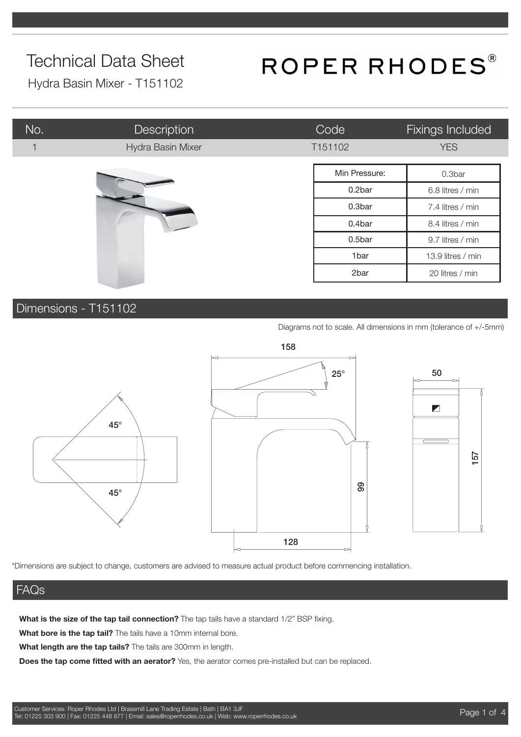# Technical Data Sheet

Hydra Basin Mixer - T151102

ROPER RHODES®

| No. | Description | Code | Fixings Included |
|---|---|---|---|
| 1 | Hydra Basin Mixer | T151102 | YES |

| Min Pressure: | 0.3bar |
|---|---|
| 0.2bar | 6.8 litres / min |
| 0.3bar | 7.4 litres / min |
| 0.4bar | 8.4 litres / min |
| 0.5bar | 9.7 litres / min |
| 1bar | 13.9 litres / min |
| 2bar | 20 litres / min |

## Dimensions - T151102

Diagrams not to scale. All dimensions in mm (tolerance of +/-5mm)

45° 45° 158 25° 99 128 50 157

*Dimensions are subject to change, customers are advised to measure actual product before commencing installation.

## FAQs

**What is the size of the tap tail connection?** The tap tails have a standard 1/2" BSP fixing.

**What bore is the tap tail?** The tails have a 10mm internal bore.

**What length are the tap tails?** The tails are 300mm in length.

**Does the tap come fitted with an aerator?** Yes, the aerator comes pre-installed but can be replaced.

Customer Services: Roper Rhodes Ltd | Brassmill Lane Trading Estate | Bath | BA1 3JF
Tel: 01225 303 900 | Fax: 01225 448 877 | Email: sales@roperrhodes.co.uk | Web: www.roperrhodes.co.uk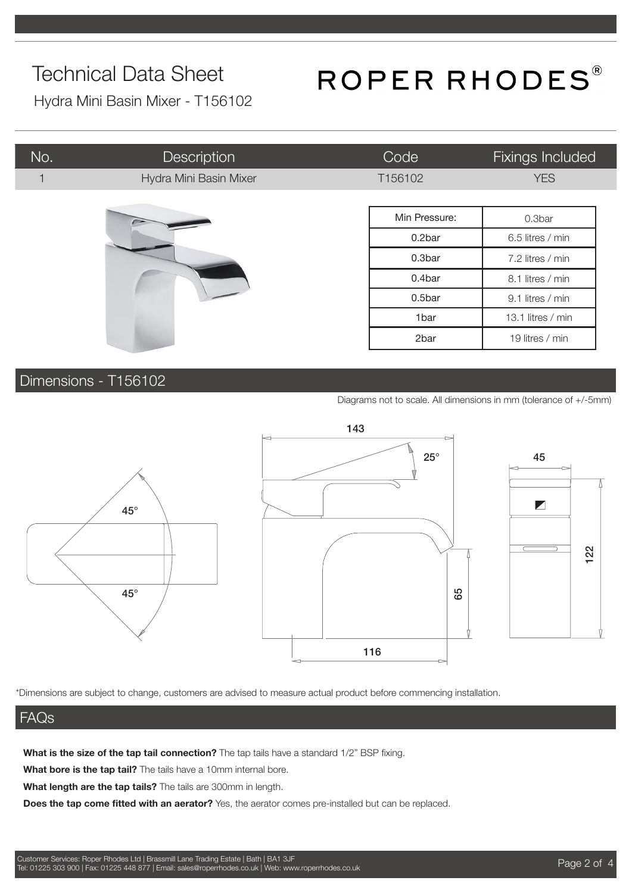# Technical Data Sheet

ROPER RHODES®

Hydra Mini Basin Mixer - T156102

| No. | Description | Code | Fixings Included |
|---|---|---|---|
| 1 | Hydra Mini Basin Mixer | T156102 | YES |

| Min Pressure: | 0.3bar |
|---|---|
| 0.2bar | 6.5 litres / min |
| 0.3bar | 7.2 litres / min |
| 0.4bar | 8.1 litres / min |
| 0.5bar | 9.1 litres / min |
| 1bar | 13.1 litres / min |
| 2bar | 19 litres / min |

## Dimensions - T156102

Diagrams not to scale. All dimensions in mm (tolerance of +/-5mm)

45° 45° 143 25° 65 116 45 122

*Dimensions are subject to change, customers are advised to measure actual product before commencing installation.

## FAQs

**What is the size of the tap tail connection?** The tap tails have a standard 1/2" BSP fixing.

**What bore is the tap tail?** The tails have a 10mm internal bore.

**What length are the tap tails?** The tails are 300mm in length.

**Does the tap come fitted with an aerator?** Yes, the aerator comes pre-installed but can be replaced.

Customer Services: Roper Rhodes Ltd | Brassmill Lane Trading Estate | Bath | BA1 3JF
Tel: 01225 303 900 | Fax: 01225 448 877 | Email: sales@roperrhodes.co.uk | Web: www.roperrhodes.co.uk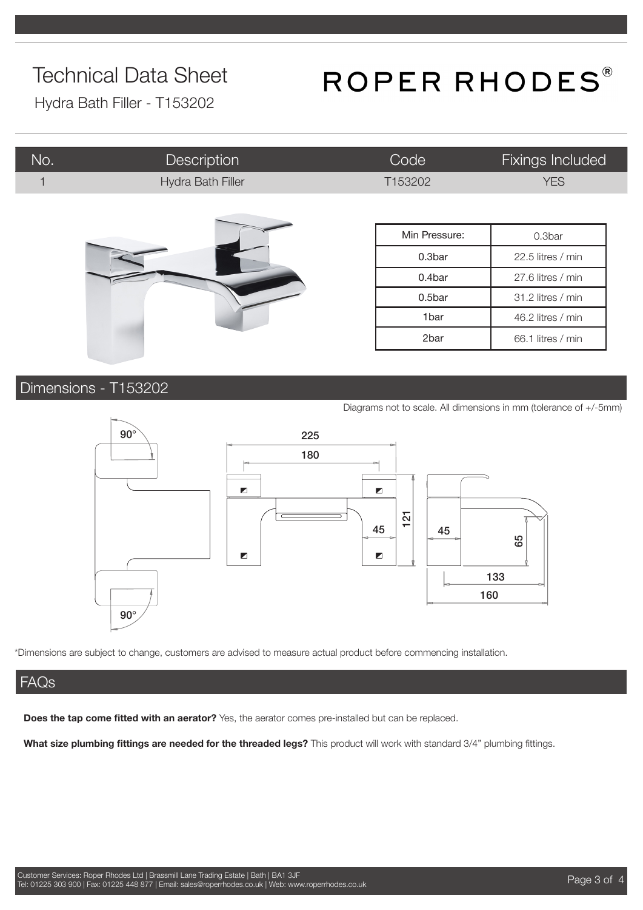# Technical Data Sheet

Hydra Bath Filler - T153202

ROPER RHODES®

| No. | Description | Code | Fixings Included |
|---|---|---|---|
| 1 | Hydra Bath Filler | T153202 | YES |

| Min Pressure: | 0.3bar |
|---|---|
| 0.3bar | 22.5 litres / min |
| 0.4bar | 27.6 litres / min |
| 0.5bar | 31.2 litres / min |
| 1bar | 46.2 litres / min |
| 2bar | 66.1 litres / min |

## Dimensions - T153202

Diagrams not to scale. All dimensions in mm (tolerance of +/-5mm)

90° 225 180 121 45 45 65 133 160 90°

*Dimensions are subject to change, customers are advised to measure actual product before commencing installation.

## FAQs

**Does the tap come fitted with an aerator?** Yes, the aerator comes pre-installed but can be replaced.

**What size plumbing fittings are needed for the threaded legs?** This product will work with standard 3/4" plumbing fittings.

Customer Services: Roper Rhodes Ltd | Brassmill Lane Trading Estate | Bath | BA1 3JF
Tel: 01225 303 900 | Fax: 01225 448 877 | Email: sales@roperrhodes.co.uk | Web: www.roperrhodes.co.uk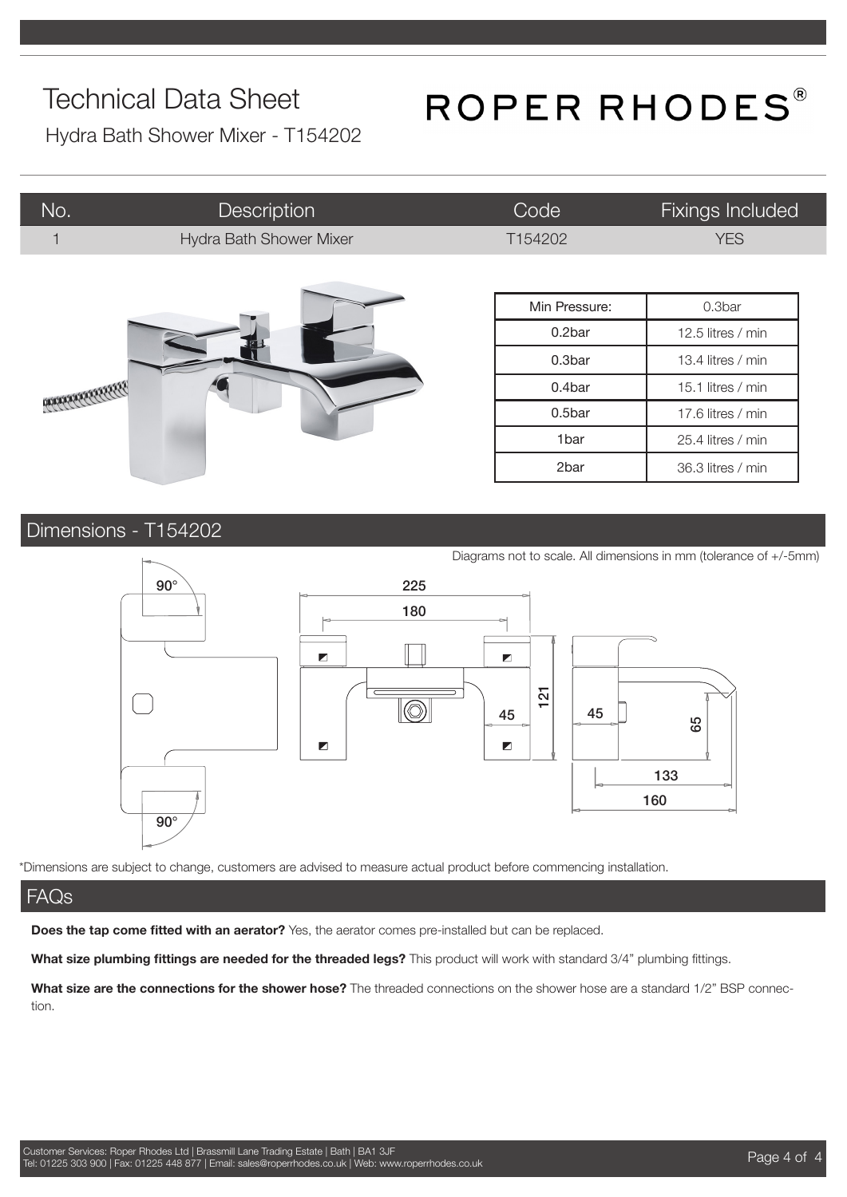# Technical Data Sheet

Hydra Bath Shower Mixer - T154202

ROPER RHODES®

| No. | Description | Code | Fixings Included |
|---|---|---|---|
| 1 | Hydra Bath Shower Mixer | T154202 | YES |

| Min Pressure: | 0.3bar |
|---|---|
| 0.2bar | 12.5 litres / min |
| 0.3bar | 13.4 litres / min |
| 0.4bar | 15.1 litres / min |
| 0.5bar | 17.6 litres / min |
| 1bar | 25.4 litres / min |
| 2bar | 36.3 litres / min |

## Dimensions - T154202

Diagrams not to scale. All dimensions in mm (tolerance of +/-5mm)

90°

90°

225

180

121

45

45

65

133

160

*Dimensions are subject to change, customers are advised to measure actual product before commencing installation.

## FAQs

**Does the tap come fitted with an aerator?** Yes, the aerator comes pre-installed but can be replaced.

**What size plumbing fittings are needed for the threaded legs?** This product will work with standard 3/4" plumbing fittings.

**What size are the connections for the shower hose?** The threaded connections on the shower hose are a standard 1/2" BSP connection.

Customer Services: Roper Rhodes Ltd | Brassmill Lane Trading Estate | Bath | BA1 3JF
Tel: 01225 303 900 | Fax: 01225 448 877 | Email: sales@roperrhodes.co.uk | Web: www.roperrhodes.co.uk